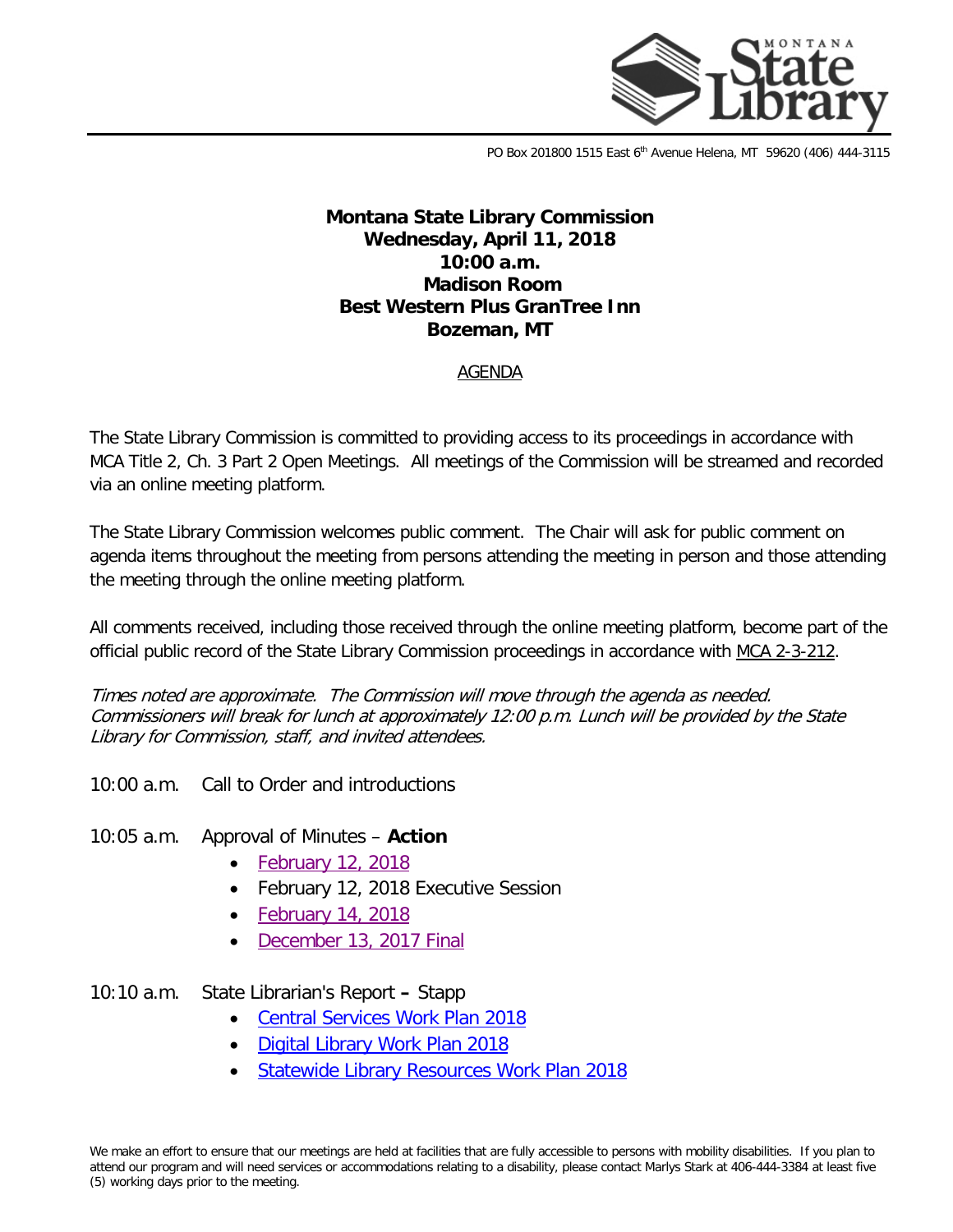PO Box 201800 1515 East 6th Avenue Helena, MT 59620 (406) 444-3115

**Montana State Library Commission**
**Wednesday, April 11, 2018**
**10:00 a.m.**
**Madison Room**
**Best Western Plus GranTree Inn**
**Bozeman, MT**

AGENDA

The State Library Commission is committed to providing access to its proceedings in accordance with MCA Title 2, Ch. 3 Part 2 Open Meetings. All meetings of the Commission will be streamed and recorded via an online meeting platform.

The State Library Commission welcomes public comment. The Chair will ask for public comment on agenda items throughout the meeting from persons attending the meeting in person and those attending the meeting through the online meeting platform.

All comments received, including those received through the online meeting platform, become part of the official public record of the State Library Commission proceedings in accordance with MCA 2-3-212.

*Times noted are approximate. The Commission will move through the agenda as needed. Commissioners will break for lunch at approximately 12:00 p.m. Lunch will be provided by the State Library for Commission, staff, and invited attendees.*

10:00 a.m. Call to Order and introductions

10:05 a.m. Approval of Minutes – **Action**

- February 12, 2018
- February 12, 2018 Executive Session
- February 14, 2018
- December 13, 2017 Final

10:10 a.m. State Librarian's Report **–** Stapp

- Central Services Work Plan 2018
- Digital Library Work Plan 2018
- Statewide Library Resources Work Plan 2018

We make an effort to ensure that our meetings are held at facilities that are fully accessible to persons with mobility disabilities. If you plan to attend our program and will need services or accommodations relating to a disability, please contact Marlys Stark at 406-444-3384 at least five (5) working days prior to the meeting.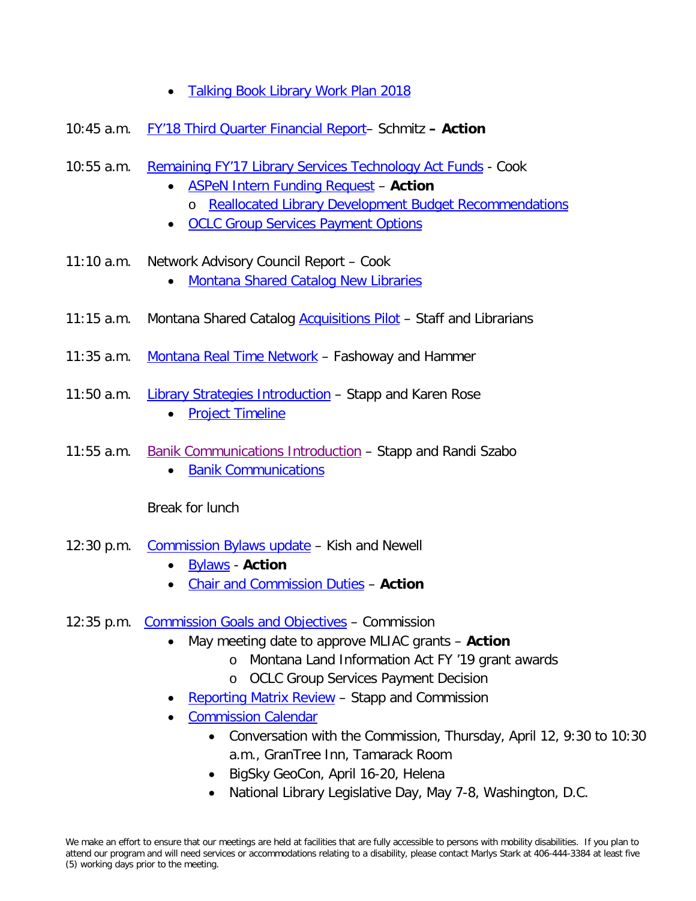- Talking Book Library Work Plan 2018

10:45 a.m. FY'18 Third Quarter Financial Report– Schmitz **– Action**

10:55 a.m. Remaining FY'17 Library Services Technology Act Funds - Cook

- ASPeN Intern Funding Request – **Action**
  - o Reallocated Library Development Budget Recommendations
- OCLC Group Services Payment Options

11:10 a.m. Network Advisory Council Report – Cook

- Montana Shared Catalog New Libraries

11:15 a.m. Montana Shared Catalog Acquisitions Pilot – Staff and Librarians

11:35 a.m. Montana Real Time Network – Fashoway and Hammer

11:50 a.m. Library Strategies Introduction – Stapp and Karen Rose

- Project Timeline

11:55 a.m. Banik Communications Introduction – Stapp and Randi Szabo

- Banik Communications

Break for lunch

12:30 p.m. Commission Bylaws update – Kish and Newell

- Bylaws - **Action**
- Chair and Commission Duties – **Action**

12:35 p.m. Commission Goals and Objectives – Commission

- May meeting date to approve MLIAC grants – **Action**
  - o Montana Land Information Act FY '19 grant awards
  - o OCLC Group Services Payment Decision
- Reporting Matrix Review – Stapp and Commission
- Commission Calendar
  - Conversation with the Commission, Thursday, April 12, 9:30 to 10:30 a.m., GranTree Inn, Tamarack Room
  - BigSky GeoCon, April 16-20, Helena
  - National Library Legislative Day, May 7-8, Washington, D.C.

We make an effort to ensure that our meetings are held at facilities that are fully accessible to persons with mobility disabilities. If you plan to attend our program and will need services or accommodations relating to a disability, please contact Marlys Stark at 406-444-3384 at least five (5) working days prior to the meeting.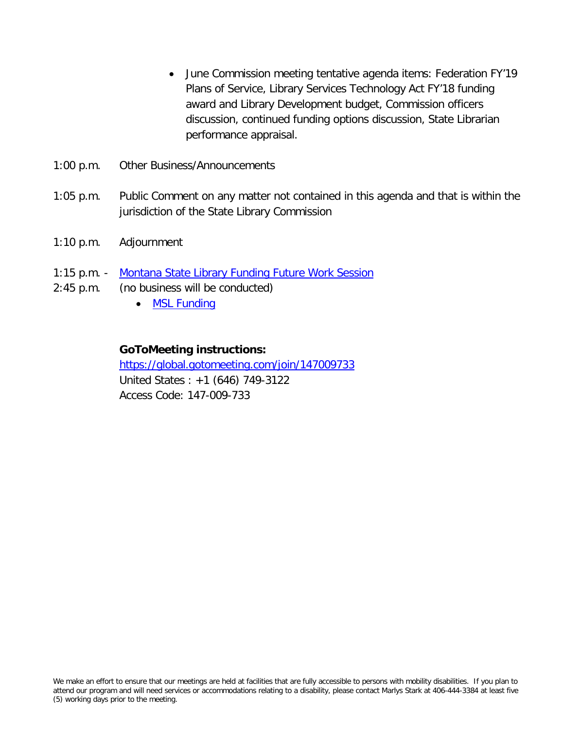- June Commission meeting tentative agenda items: Federation FY’19 Plans of Service, Library Services Technology Act FY’18 funding award and Library Development budget, Commission officers discussion, continued funding options discussion, State Librarian performance appraisal.

1:00 p.m. Other Business/Announcements

1:05 p.m. Public Comment on any matter not contained in this agenda and that is within the jurisdiction of the State Library Commission

1:10 p.m. Adjournment

1:15 p.m. - 2:45 p.m. [Montana State Library Funding Future Work Session](#) (no business will be conducted)

- [MSL Funding](#)

**GoToMeeting instructions:**
[https://global.gotomeeting.com/join/147009733](https://global.gotomeeting.com/join/147009733)
United States : +1 (646) 749-3122
Access Code: 147-009-733

We make an effort to ensure that our meetings are held at facilities that are fully accessible to persons with mobility disabilities. If you plan to attend our program and will need services or accommodations relating to a disability, please contact Marlys Stark at 406-444-3384 at least five (5) working days prior to the meeting.